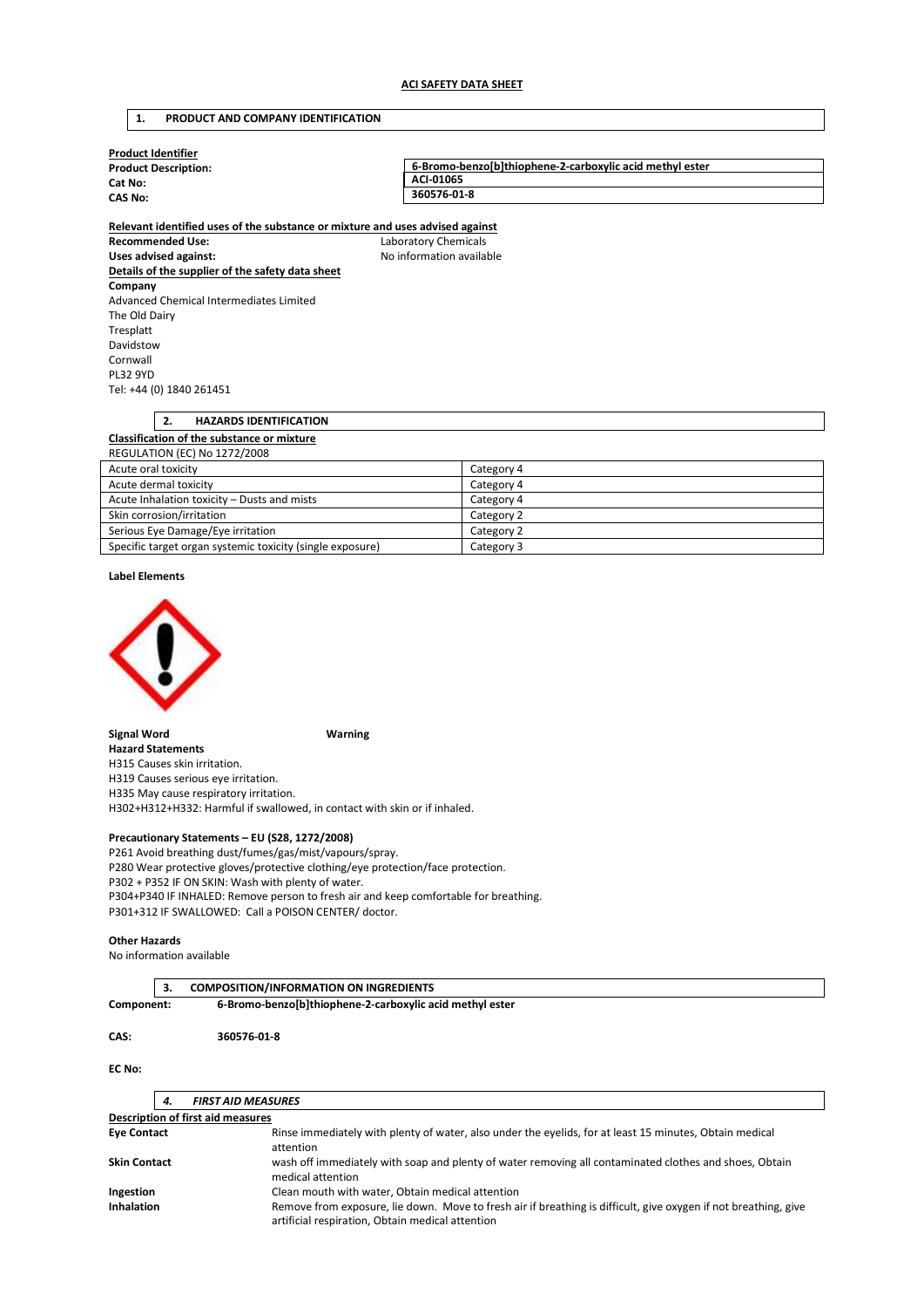# ACI SAFETY DATA SHEET

## 1. PRODUCT AND COMPANY IDENTIFICATION

**Product Identifier**

| | |
|---|---|
| **Product Description:** | **6-Bromo-benzo[b]thiophene-2-carboxylic acid methyl ester** |
| **Cat No:** | **ACI-01065** |
| **CAS No:** | **360576-01-8** |

**Relevant identified uses of the substance or mixture and uses advised against**

**Recommended Use:** Laboratory Chemicals
**Uses advised against:** No information available

**Details of the supplier of the safety data sheet**

**Company**
Advanced Chemical Intermediates Limited
The Old Dairy
Tresplatt
Davidstow
Cornwall
PL32 9YD
Tel: +44 (0) 1840 261451

## 2. HAZARDS IDENTIFICATION

**Classification of the substance or mixture**

REGULATION (EC) No 1272/2008

| | |
|---|---|
| Acute oral toxicity | Category 4 |
| Acute dermal toxicity | Category 4 |
| Acute Inhalation toxicity – Dusts and mists | Category 4 |
| Skin corrosion/irritation | Category 2 |
| Serious Eye Damage/Eye irritation | Category 2 |
| Specific target organ systemic toxicity (single exposure) | Category 3 |

**Label Elements**

**Signal Word** **Warning**

**Hazard Statements**

H315 Causes skin irritation.
H319 Causes serious eye irritation.
H335 May cause respiratory irritation.
H302+H312+H332: Harmful if swallowed, in contact with skin or if inhaled.

**Precautionary Statements – EU (S28, 1272/2008)**

P261 Avoid breathing dust/fumes/gas/mist/vapours/spray.
P280 Wear protective gloves/protective clothing/eye protection/face protection.
P302 + P352 IF ON SKIN: Wash with plenty of water.
P304+P340 IF INHALED: Remove person to fresh air and keep comfortable for breathing.
P301+312 IF SWALLOWED: Call a POISON CENTER/ doctor.

**Other Hazards**

No information available

## 3. COMPOSITION/INFORMATION ON INGREDIENTS

**Component:** **6-Bromo-benzo[b]thiophene-2-carboxylic acid methyl ester**

**CAS:** **360576-01-8**

**EC No:**

## 4. *FIRST AID MEASURES*

**Description of first aid measures**

| | |
|---|---|
| **Eye Contact** | Rinse immediately with plenty of water, also under the eyelids, for at least 15 minutes, Obtain medical attention |
| **Skin Contact** | wash off immediately with soap and plenty of water removing all contaminated clothes and shoes, Obtain medical attention |
| **Ingestion** | Clean mouth with water, Obtain medical attention |
| **Inhalation** | Remove from exposure, lie down. Move to fresh air if breathing is difficult, give oxygen if not breathing, give artificial respiration, Obtain medical attention |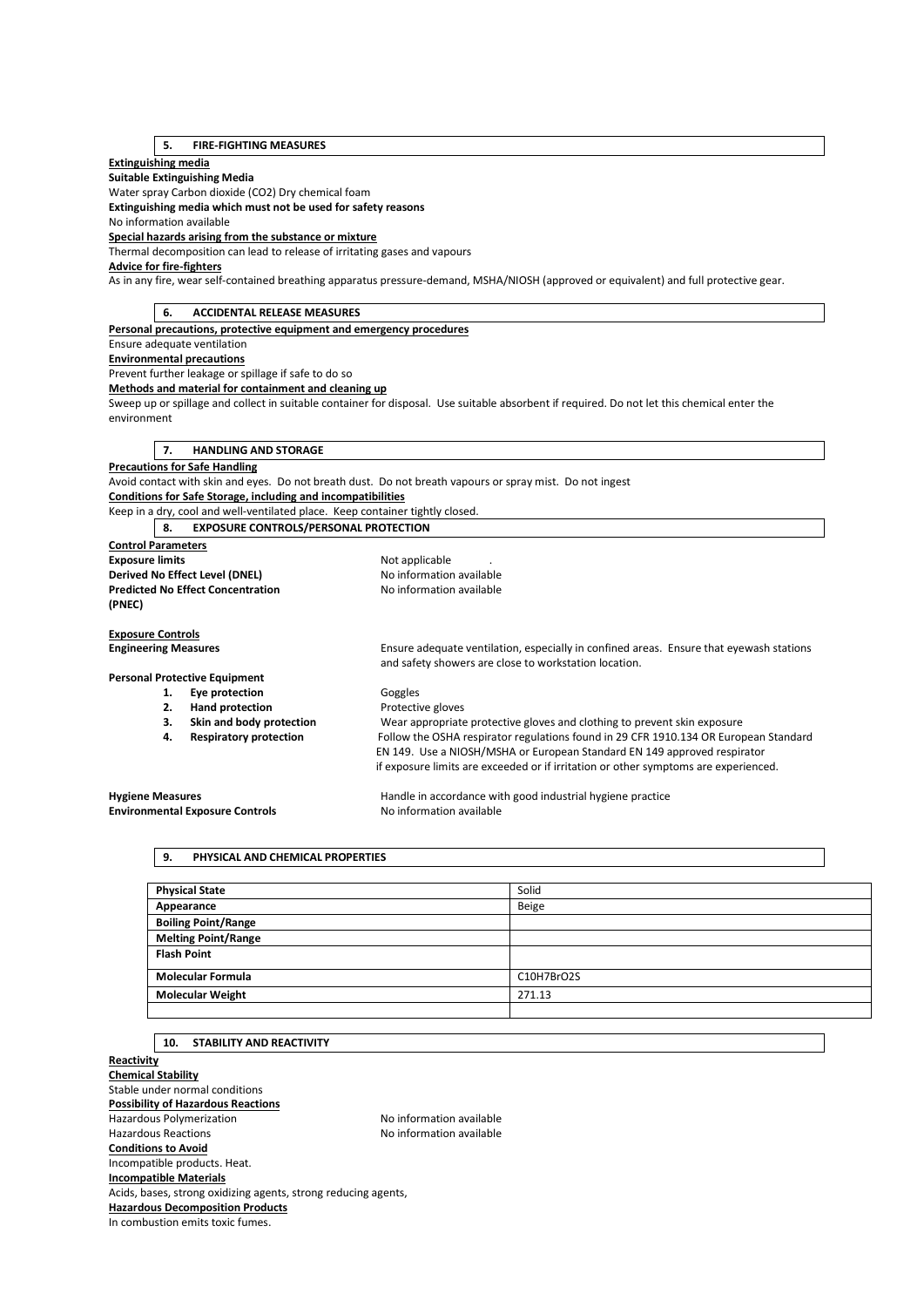## 5. FIRE-FIGHTING MEASURES

**Extinguishing media**

**Suitable Extinguishing Media**

Water spray Carbon dioxide ($CO_2$) Dry chemical foam

**Extinguishing media which must not be used for safety reasons**

No information available

**Special hazards arising from the substance or mixture**

Thermal decomposition can lead to release of irritating gases and vapours

**Advice for fire-fighters**

As in any fire, wear self-contained breathing apparatus pressure-demand, MSHA/NIOSH (approved or equivalent) and full protective gear.

## 6. ACCIDENTAL RELEASE MEASURES

**Personal precautions, protective equipment and emergency procedures**

Ensure adequate ventilation

**Environmental precautions**

Prevent further leakage or spillage if safe to do so

**Methods and material for containment and cleaning up**

Sweep up or spillage and collect in suitable container for disposal. Use suitable absorbent if required. Do not let this chemical enter the environment

## 7. HANDLING AND STORAGE

**Precautions for Safe Handling**

Avoid contact with skin and eyes. Do not breath dust. Do not breath vapours or spray mist. Do not ingest

**Conditions for Safe Storage, including and incompatibilities**

Keep in a dry, cool and well-ventilated place. Keep container tightly closed.

## 8. EXPOSURE CONTROLS/PERSONAL PROTECTION

**Control Parameters**

**Exposure limits** Not applicable .

**Derived No Effect Level (DNEL)** No information available

**Predicted No Effect Concentration (PNEC)** No information available

**Exposure Controls**

**Engineering Measures** Ensure adequate ventilation, especially in confined areas. Ensure that eyewash stations and safety showers are close to workstation location.

**Personal Protective Equipment**

1. **Eye protection** Goggles
2. **Hand protection** Protective gloves
3. **Skin and body protection** Wear appropriate protective gloves and clothing to prevent skin exposure
4. **Respiratory protection** Follow the OSHA respirator regulations found in 29 CFR 1910.134 OR European Standard EN 149. Use a NIOSH/MSHA or European Standard EN 149 approved respirator if exposure limits are exceeded or if irritation or other symptoms are experienced.

**Hygiene Measures** Handle in accordance with good industrial hygiene practice

**Environmental Exposure Controls** No information available

## 9. PHYSICAL AND CHEMICAL PROPERTIES

| **Physical State** | Solid |
|---|---|
| **Appearance** | Beige |
| **Boiling Point/Range** | |
| **Melting Point/Range** | |
| **Flash Point** | |
| **Molecular Formula** | $C_{10}H_7BrO_2S$ |
| **Molecular Weight** | 271.13 |
| | |

## 10. STABILITY AND REACTIVITY

**Reactivity**

**Chemical Stability**

Stable under normal conditions

**Possibility of Hazardous Reactions**

Hazardous Polymerization No information available

Hazardous Reactions No information available

**Conditions to Avoid**

Incompatible products. Heat.

**Incompatible Materials**

Acids, bases, strong oxidizing agents, strong reducing agents,

**Hazardous Decomposition Products**

In combustion emits toxic fumes.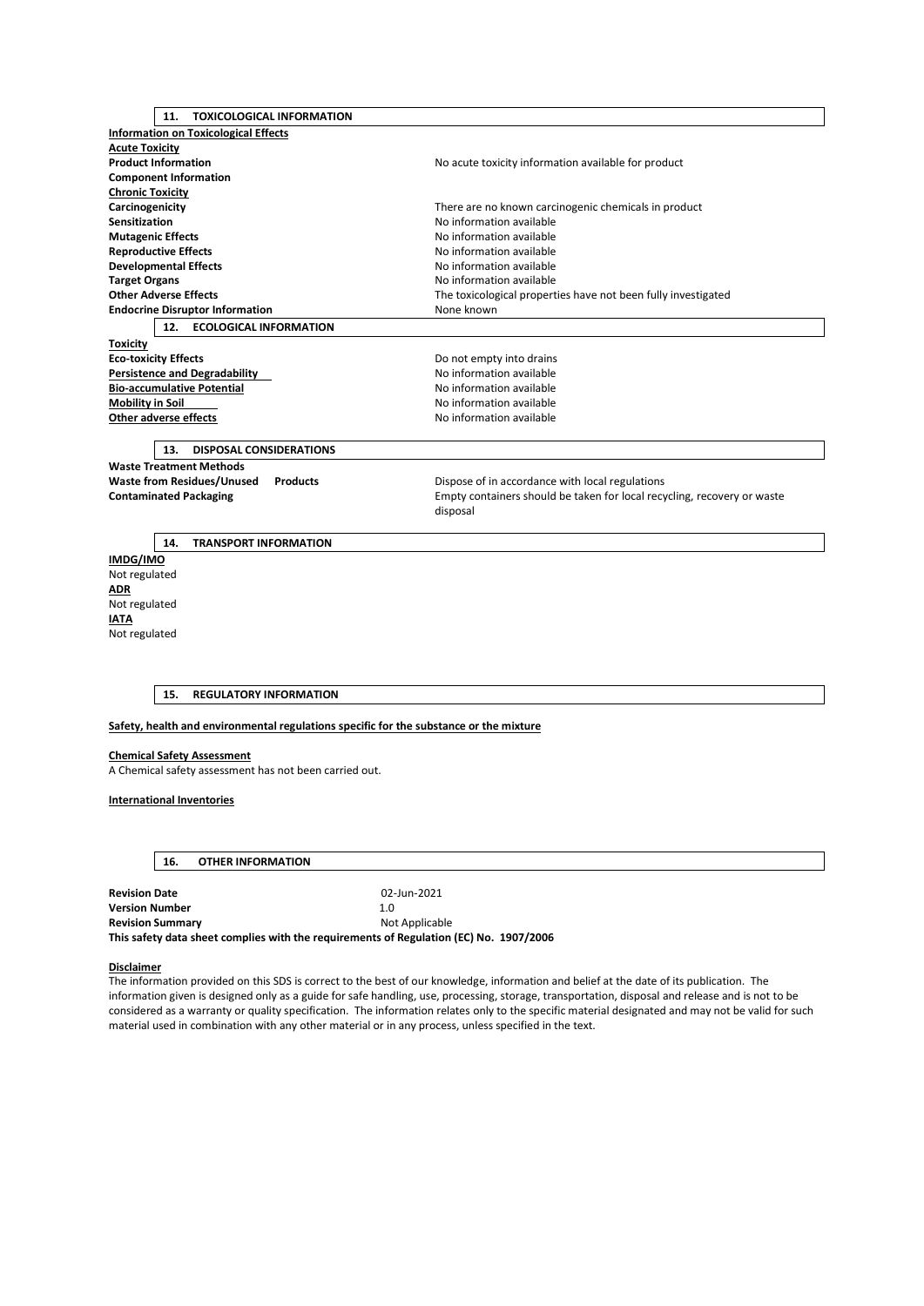## 11. TOXICOLOGICAL INFORMATION

**Information on Toxicological Effects**

**Acute Toxicity**

| | |
|---|---|
| **Product Information** | No acute toxicity information available for product |
| **Component Information** | |

**Chronic Toxicity**

| | |
|---|---|
| **Carcinogenicity** | There are no known carcinogenic chemicals in product |
| **Sensitization** | No information available |
| **Mutagenic Effects** | No information available |
| **Reproductive Effects** | No information available |
| **Developmental Effects** | No information available |
| **Target Organs** | No information available |
| **Other Adverse Effects** | The toxicological properties have not been fully investigated |
| **Endocrine Disruptor Information** | None known |

## 12. ECOLOGICAL INFORMATION

**Toxicity**

| | |
|---|---|
| **Eco-toxicity Effects** | Do not empty into drains |
| **Persistence and Degradability** | No information available |
| **Bio-accumulative Potential** | No information available |
| **Mobility in Soil** | No information available |
| **Other adverse effects** | No information available |

## 13. DISPOSAL CONSIDERATIONS

**Waste Treatment Methods**

| | |
|---|---|
| **Waste from Residues/Unused Products** | Dispose of in accordance with local regulations |
| **Contaminated Packaging** | Empty containers should be taken for local recycling, recovery or waste disposal |

## 14. TRANSPORT INFORMATION

**IMDG/IMO**
Not regulated

**ADR**
Not regulated

**IATA**
Not regulated

## 15. REGULATORY INFORMATION

**Safety, health and environmental regulations specific for the substance or the mixture**

**Chemical Safety Assessment**
A Chemical safety assessment has not been carried out.

**International Inventories**

## 16. OTHER INFORMATION

| | |
|---|---|
| **Revision Date** | 02-Jun-2021 |
| **Version Number** | 1.0 |
| **Revision Summary** | Not Applicable |

**This safety data sheet complies with the requirements of Regulation (EC) No. 1907/2006**

**Disclaimer**

The information provided on this SDS is correct to the best of our knowledge, information and belief at the date of its publication. The information given is designed only as a guide for safe handling, use, processing, storage, transportation, disposal and release and is not to be considered as a warranty or quality specification. The information relates only to the specific material designated and may not be valid for such material used in combination with any other material or in any process, unless specified in the text.